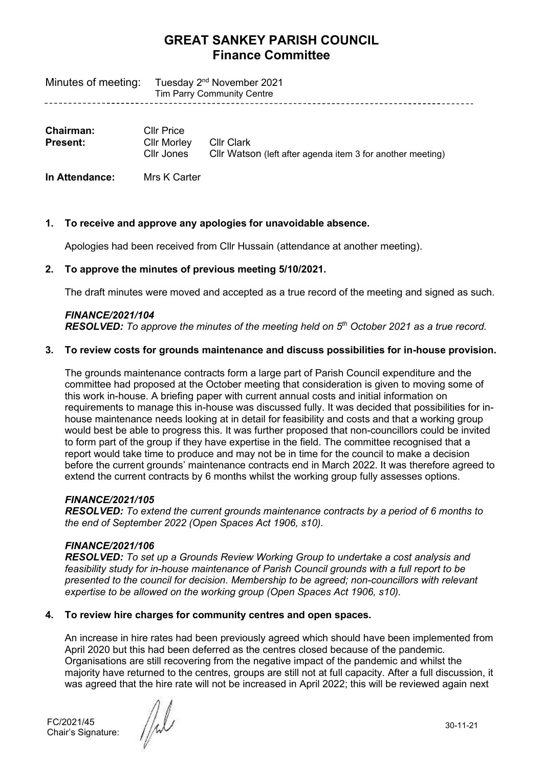# GREAT SANKEY PARISH COUNCIL
## Finance Committee

Minutes of meeting: Tuesday 2nd November 2021
Tim Parry Community Centre

---

**Chairman:** Cllr Price
**Present:** Cllr Morley, Cllr Clark, Cllr Jones, Cllr Watson (left after agenda item 3 for another meeting)

**In Attendance:** Mrs K Carter

**1. To receive and approve any apologies for unavoidable absence.**

Apologies had been received from Cllr Hussain (attendance at another meeting).

**2. To approve the minutes of previous meeting 5/10/2021.**

The draft minutes were moved and accepted as a true record of the meeting and signed as such.

***FINANCE/2021/104***
***RESOLVED:*** *To approve the minutes of the meeting held on 5th October 2021 as a true record.*

**3. To review costs for grounds maintenance and discuss possibilities for in-house provision.**

The grounds maintenance contracts form a large part of Parish Council expenditure and the committee had proposed at the October meeting that consideration is given to moving some of this work in-house. A briefing paper with current annual costs and initial information on requirements to manage this in-house was discussed fully. It was decided that possibilities for in-house maintenance needs looking at in detail for feasibility and costs and that a working group would best be able to progress this. It was further proposed that non-councillors could be invited to form part of the group if they have expertise in the field. The committee recognised that a report would take time to produce and may not be in time for the council to make a decision before the current grounds' maintenance contracts end in March 2022. It was therefore agreed to extend the current contracts by 6 months whilst the working group fully assesses options.

***FINANCE/2021/105***
***RESOLVED:*** *To extend the current grounds maintenance contracts by a period of 6 months to the end of September 2022 (Open Spaces Act 1906, s10).*

***FINANCE/2021/106***
***RESOLVED:*** *To set up a Grounds Review Working Group to undertake a cost analysis and feasibility study for in-house maintenance of Parish Council grounds with a full report to be presented to the council for decision. Membership to be agreed; non-councillors with relevant expertise to be allowed on the working group (Open Spaces Act 1906, s10).*

**4. To review hire charges for community centres and open spaces.**

An increase in hire rates had been previously agreed which should have been implemented from April 2020 but this had been deferred as the centres closed because of the pandemic. Organisations are still recovering from the negative impact of the pandemic and whilst the majority have returned to the centres, groups are still not at full capacity. After a full discussion, it was agreed that the hire rate will not be increased in April 2022; this will be reviewed again next

FC/2021/45
Chair's Signature: 30-11-21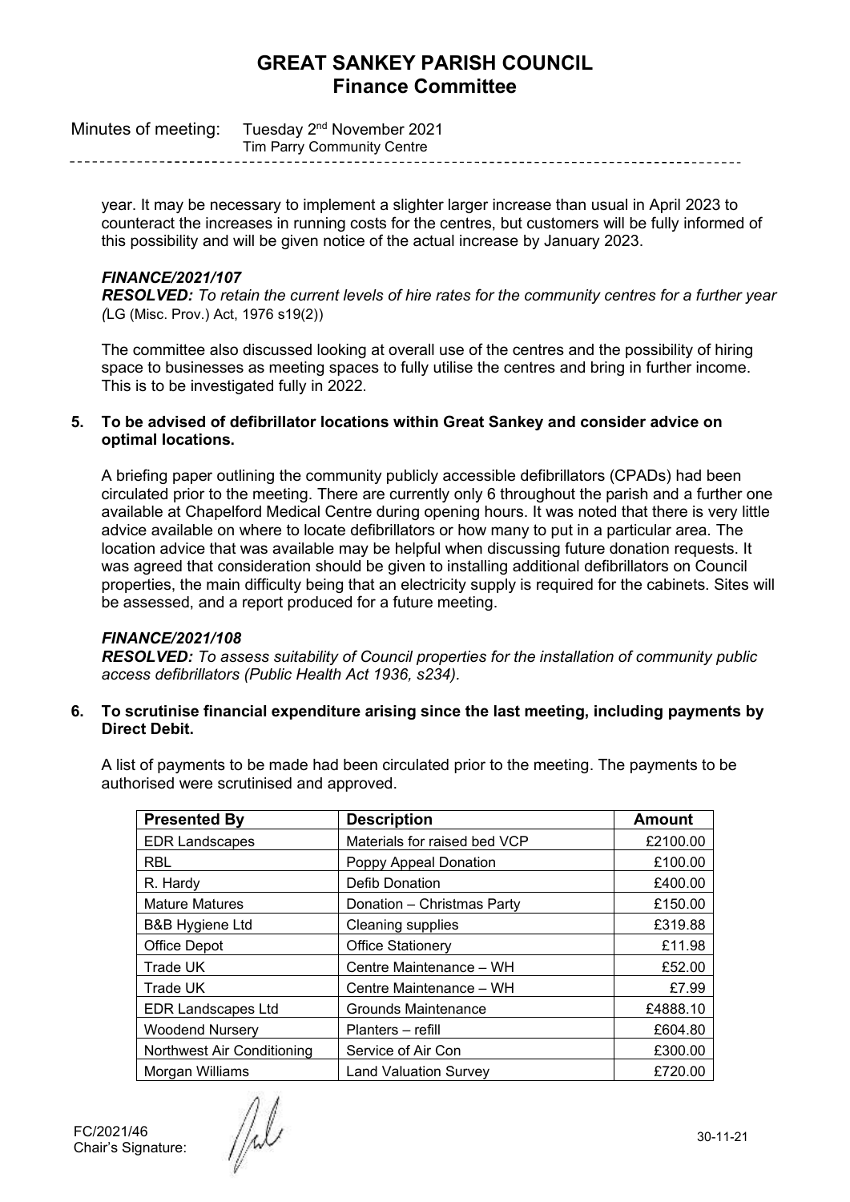year. It may be necessary to implement a slighter larger increase than usual in April 2023 to counteract the increases in running costs for the centres, but customers will be fully informed of this possibility and will be given notice of the actual increase by January 2023.

***FINANCE/2021/107***
***RESOLVED:*** *To retain the current levels of hire rates for the community centres for a further year (*LG (Misc. Prov.) Act, 1976 s19(2))

The committee also discussed looking at overall use of the centres and the possibility of hiring space to businesses as meeting spaces to fully utilise the centres and bring in further income. This is to be investigated fully in 2022.

**5. To be advised of defibrillator locations within Great Sankey and consider advice on optimal locations.**

A briefing paper outlining the community publicly accessible defibrillators (CPADs) had been circulated prior to the meeting. There are currently only 6 throughout the parish and a further one available at Chapelford Medical Centre during opening hours. It was noted that there is very little advice available on where to locate defibrillators or how many to put in a particular area. The location advice that was available may be helpful when discussing future donation requests. It was agreed that consideration should be given to installing additional defibrillators on Council properties, the main difficulty being that an electricity supply is required for the cabinets. Sites will be assessed, and a report produced for a future meeting.

***FINANCE/2021/108***
***RESOLVED:*** *To assess suitability of Council properties for the installation of community public access defibrillators (Public Health Act 1936, s234).*

**6. To scrutinise financial expenditure arising since the last meeting, including payments by Direct Debit.**

A list of payments to be made had been circulated prior to the meeting. The payments to be authorised were scrutinised and approved.

| Presented By | Description | Amount |
|---|---|---|
| EDR Landscapes | Materials for raised bed VCP | £2100.00 |
| RBL | Poppy Appeal Donation | £100.00 |
| R. Hardy | Defib Donation | £400.00 |
| Mature Matures | Donation – Christmas Party | £150.00 |
| B&B Hygiene Ltd | Cleaning supplies | £319.88 |
| Office Depot | Office Stationery | £11.98 |
| Trade UK | Centre Maintenance – WH | £52.00 |
| Trade UK | Centre Maintenance – WH | £7.99 |
| EDR Landscapes Ltd | Grounds Maintenance | £4888.10 |
| Woodend Nursery | Planters – refill | £604.80 |
| Northwest Air Conditioning | Service of Air Con | £300.00 |
| Morgan Williams | Land Valuation Survey | £720.00 |

FC/2021/46
Chair's Signature: 30-11-21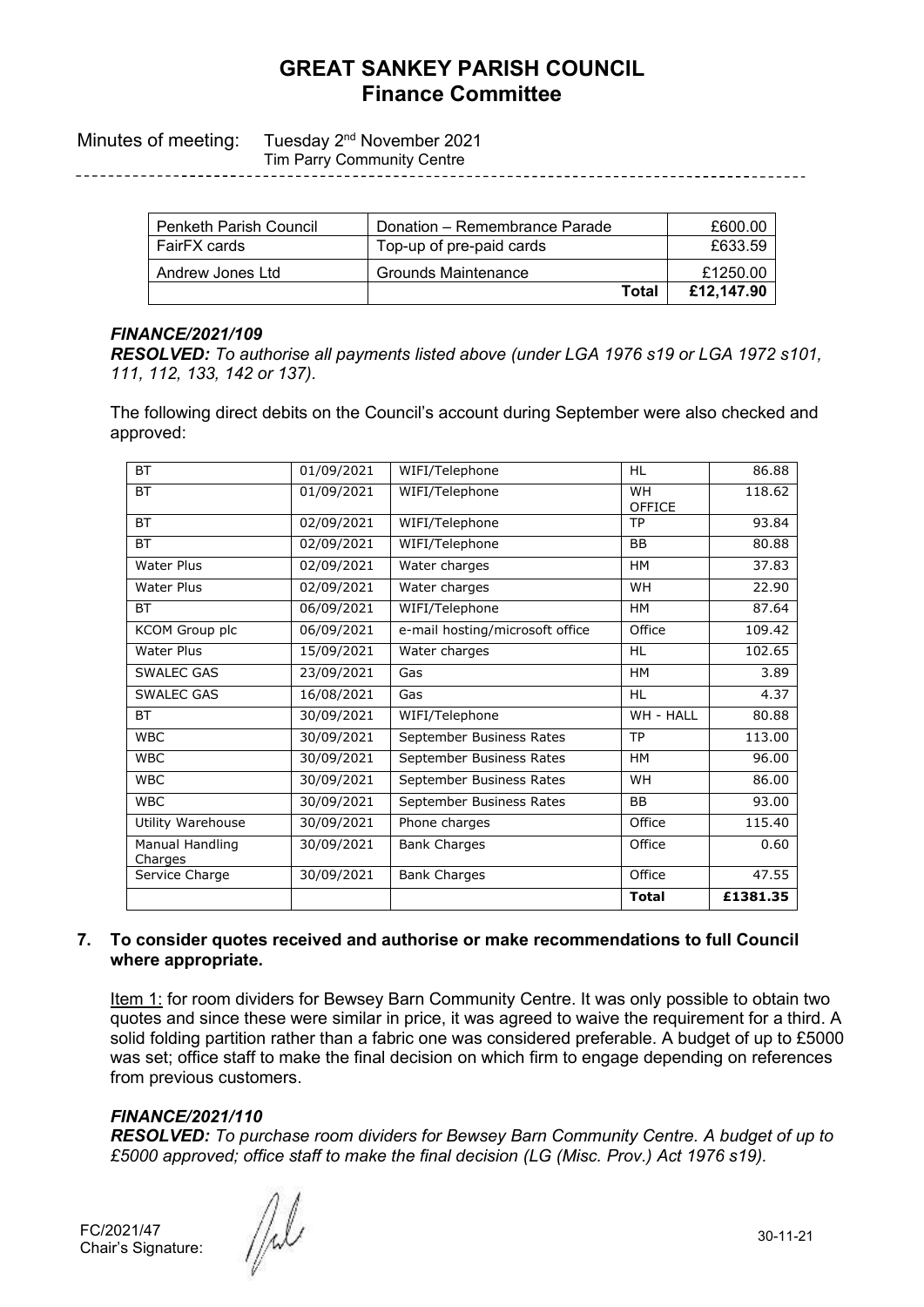# GREAT SANKEY PARISH COUNCIL
## Finance Committee

Minutes of meeting: Tuesday 2nd November 2021
Tim Parry Community Centre

| | | |
|---|---|---|
| Penketh Parish Council | Donation – Remembrance Parade | £600.00 |
| FairFX cards | Top-up of pre-paid cards | £633.59 |
| Andrew Jones Ltd | Grounds Maintenance | £1250.00 |
| | **Total** | **£12,147.90** |

### *FINANCE/2021/109*

***RESOLVED:*** *To authorise all payments listed above (under LGA 1976 s19 or LGA 1972 s101, 111, 112, 133, 142 or 137).*

The following direct debits on the Council's account during September were also checked and approved:

| | | | | |
|---|---|---|---|---|
| BT | 01/09/2021 | WIFI/Telephone | HL | 86.88 |
| BT | 01/09/2021 | WIFI/Telephone | WH OFFICE | 118.62 |
| BT | 02/09/2021 | WIFI/Telephone | TP | 93.84 |
| BT | 02/09/2021 | WIFI/Telephone | BB | 80.88 |
| Water Plus | 02/09/2021 | Water charges | HM | 37.83 |
| Water Plus | 02/09/2021 | Water charges | WH | 22.90 |
| BT | 06/09/2021 | WIFI/Telephone | HM | 87.64 |
| KCOM Group plc | 06/09/2021 | e-mail hosting/microsoft office | Office | 109.42 |
| Water Plus | 15/09/2021 | Water charges | HL | 102.65 |
| SWALEC GAS | 23/09/2021 | Gas | HM | 3.89 |
| SWALEC GAS | 16/08/2021 | Gas | HL | 4.37 |
| BT | 30/09/2021 | WIFI/Telephone | WH - HALL | 80.88 |
| WBC | 30/09/2021 | September Business Rates | TP | 113.00 |
| WBC | 30/09/2021 | September Business Rates | HM | 96.00 |
| WBC | 30/09/2021 | September Business Rates | WH | 86.00 |
| WBC | 30/09/2021 | September Business Rates | BB | 93.00 |
| Utility Warehouse | 30/09/2021 | Phone charges | Office | 115.40 |
| Manual Handling Charges | 30/09/2021 | Bank Charges | Office | 0.60 |
| Service Charge | 30/09/2021 | Bank Charges | Office | 47.55 |
| | | | **Total** | **£1381.35** |

**7. To consider quotes received and authorise or make recommendations to full Council where appropriate.**

Item 1: for room dividers for Bewsey Barn Community Centre. It was only possible to obtain two quotes and since these were similar in price, it was agreed to waive the requirement for a third. A solid folding partition rather than a fabric one was considered preferable. A budget of up to £5000 was set; office staff to make the final decision on which firm to engage depending on references from previous customers.

### *FINANCE/2021/110*

***RESOLVED:*** *To purchase room dividers for Bewsey Barn Community Centre. A budget of up to £5000 approved; office staff to make the final decision (LG (Misc. Prov.) Act 1976 s19).*

FC/2021/47
Chair's Signature: 30-11-21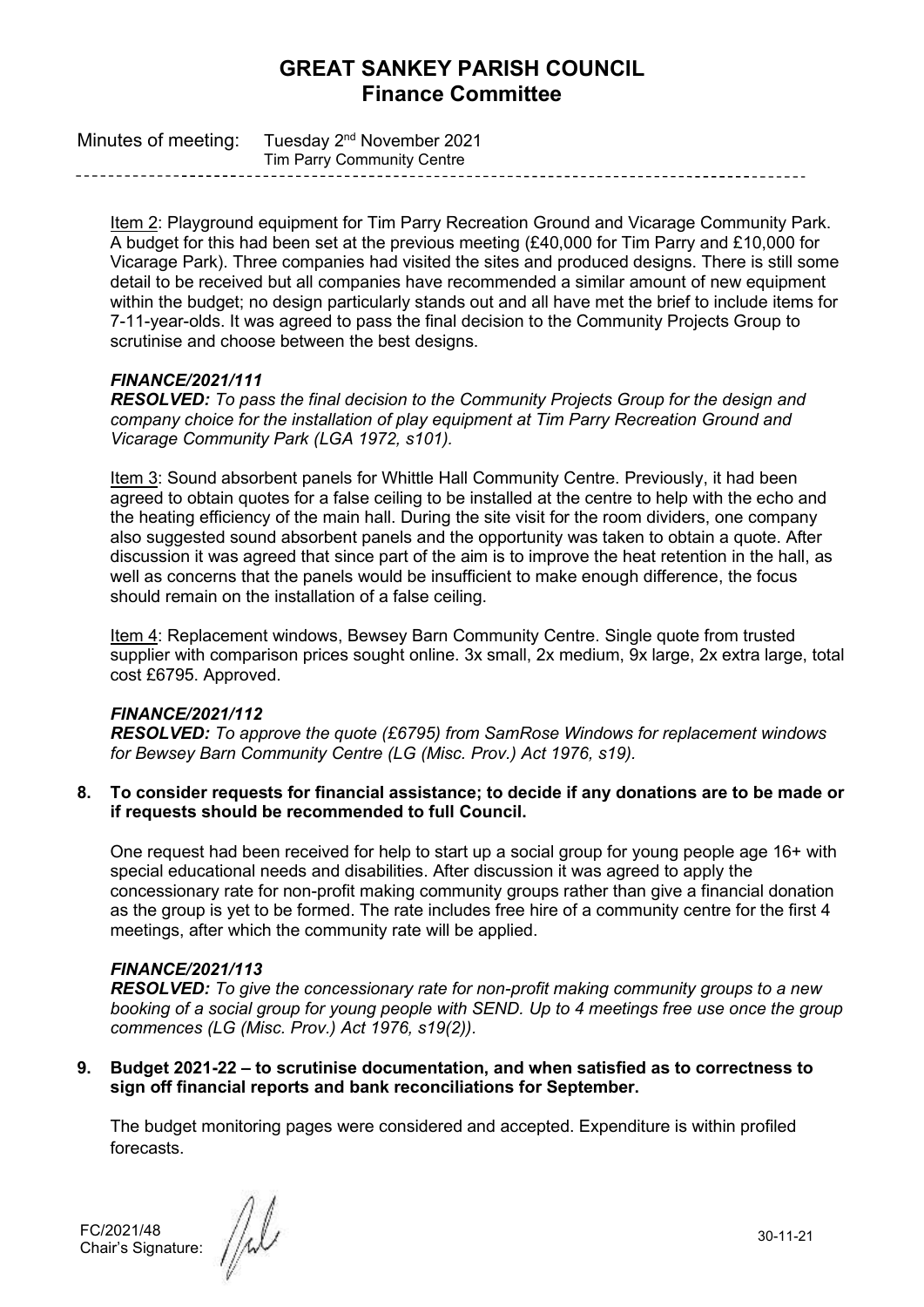Item 2: Playground equipment for Tim Parry Recreation Ground and Vicarage Community Park. A budget for this had been set at the previous meeting (£40,000 for Tim Parry and £10,000 for Vicarage Park). Three companies had visited the sites and produced designs. There is still some detail to be received but all companies have recommended a similar amount of new equipment within the budget; no design particularly stands out and all have met the brief to include items for 7-11-year-olds. It was agreed to pass the final decision to the Community Projects Group to scrutinise and choose between the best designs.

***FINANCE/2021/111***
***RESOLVED:*** *To pass the final decision to the Community Projects Group for the design and company choice for the installation of play equipment at Tim Parry Recreation Ground and Vicarage Community Park (LGA 1972, s101).*

Item 3: Sound absorbent panels for Whittle Hall Community Centre. Previously, it had been agreed to obtain quotes for a false ceiling to be installed at the centre to help with the echo and the heating efficiency of the main hall. During the site visit for the room dividers, one company also suggested sound absorbent panels and the opportunity was taken to obtain a quote. After discussion it was agreed that since part of the aim is to improve the heat retention in the hall, as well as concerns that the panels would be insufficient to make enough difference, the focus should remain on the installation of a false ceiling.

Item 4: Replacement windows, Bewsey Barn Community Centre. Single quote from trusted supplier with comparison prices sought online. 3x small, 2x medium, 9x large, 2x extra large, total cost £6795. Approved.

***FINANCE/2021/112***
***RESOLVED:*** *To approve the quote (£6795) from SamRose Windows for replacement windows for Bewsey Barn Community Centre (LG (Misc. Prov.) Act 1976, s19).*

**8. To consider requests for financial assistance; to decide if any donations are to be made or if requests should be recommended to full Council.**

One request had been received for help to start up a social group for young people age 16+ with special educational needs and disabilities. After discussion it was agreed to apply the concessionary rate for non-profit making community groups rather than give a financial donation as the group is yet to be formed. The rate includes free hire of a community centre for the first 4 meetings, after which the community rate will be applied.

***FINANCE/2021/113***
***RESOLVED:*** *To give the concessionary rate for non-profit making community groups to a new booking of a social group for young people with SEND. Up to 4 meetings free use once the group commences (LG (Misc. Prov.) Act 1976, s19(2)).*

**9. Budget 2021-22 – to scrutinise documentation, and when satisfied as to correctness to sign off financial reports and bank reconciliations for September.**

The budget monitoring pages were considered and accepted. Expenditure is within profiled forecasts.

FC/2021/48
Chair's Signature: 30-11-21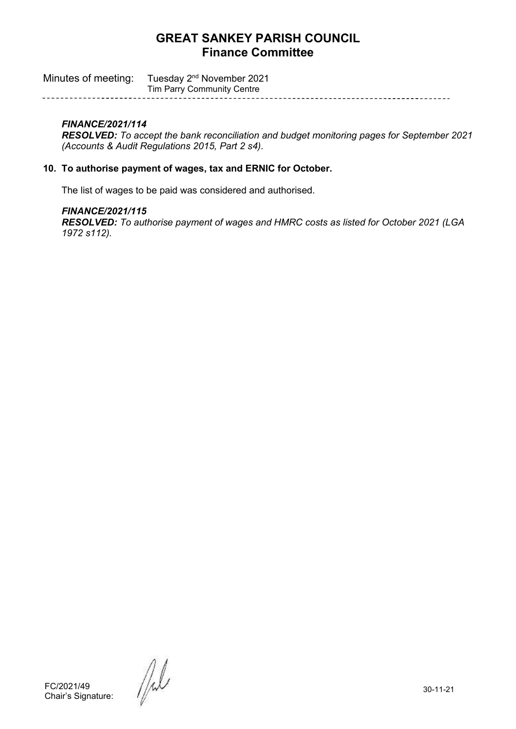*FINANCE/2021/114*

***RESOLVED:*** *To accept the bank reconciliation and budget monitoring pages for September 2021 (Accounts & Audit Regulations 2015, Part 2 s4).*

**10. To authorise payment of wages, tax and ERNIC for October.**

The list of wages to be paid was considered and authorised.

*FINANCE/2021/115*

***RESOLVED:*** *To authorise payment of wages and HMRC costs as listed for October 2021 (LGA 1972 s112).*